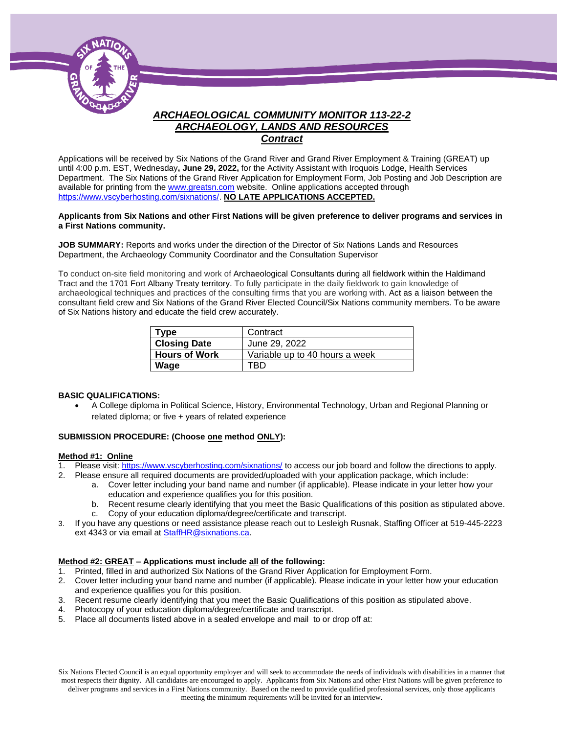# *ARCHAEOLOGICAL COMMUNITY MONITOR 113-22-2*
## *ARCHAEOLOGY, LANDS AND RESOURCES*
### *Contract*

Applications will be received by Six Nations of the Grand River and Grand River Employment & Training (GREAT) up until 4:00 p.m. EST, Wednesday**, June 29, 2022,** for the Activity Assistant with Iroquois Lodge, Health Services Department. The Six Nations of the Grand River Application for Employment Form, Job Posting and Job Description are available for printing from the www.greatsn.com website. Online applications accepted through https://www.vscyberhosting.com/sixnations/. **NO LATE APPLICATIONS ACCEPTED.**

**Applicants from Six Nations and other First Nations will be given preference to deliver programs and services in a First Nations community.**

**JOB SUMMARY:** Reports and works under the direction of the Director of Six Nations Lands and Resources Department, the Archaeology Community Coordinator and the Consultation Supervisor

To conduct on-site field monitoring and work of Archaeological Consultants during all fieldwork within the Haldimand Tract and the 1701 Fort Albany Treaty territory. To fully participate in the daily fieldwork to gain knowledge of archaeological techniques and practices of the consulting firms that you are working with. Act as a liaison between the consultant field crew and Six Nations of the Grand River Elected Council/Six Nations community members. To be aware of Six Nations history and educate the field crew accurately.

| **Type** | Contract |
|---|---|
| **Closing Date** | June 29, 2022 |
| **Hours of Work** | Variable up to 40 hours a week |
| **Wage** | TBD |

**BASIC QUALIFICATIONS:**

- A College diploma in Political Science, History, Environmental Technology, Urban and Regional Planning or related diploma; or five + years of related experience

**SUBMISSION PROCEDURE: (Choose one method ONLY):**

**Method #1: Online**

1. Please visit: https://www.vscyberhosting.com/sixnations/ to access our job board and follow the directions to apply.
2. Please ensure all required documents are provided/uploaded with your application package, which include:
   a. Cover letter including your band name and number (if applicable). Please indicate in your letter how your education and experience qualifies you for this position.
   b. Recent resume clearly identifying that you meet the Basic Qualifications of this position as stipulated above.
   c. Copy of your education diploma/degree/certificate and transcript.
3. If you have any questions or need assistance please reach out to Lesleigh Rusnak, Staffing Officer at 519-445-2223 ext 4343 or via email at StaffHR@sixnations.ca.

**Method #2: GREAT – Applications must include all of the following:**

1. Printed, filled in and authorized Six Nations of the Grand River Application for Employment Form.
2. Cover letter including your band name and number (if applicable). Please indicate in your letter how your education and experience qualifies you for this position.
3. Recent resume clearly identifying that you meet the Basic Qualifications of this position as stipulated above.
4. Photocopy of your education diploma/degree/certificate and transcript.
5. Place all documents listed above in a sealed envelope and mail to or drop off at:

Six Nations Elected Council is an equal opportunity employer and will seek to accommodate the needs of individuals with disabilities in a manner that most respects their dignity. All candidates are encouraged to apply. Applicants from Six Nations and other First Nations will be given preference to deliver programs and services in a First Nations community. Based on the need to provide qualified professional services, only those applicants meeting the minimum requirements will be invited for an interview.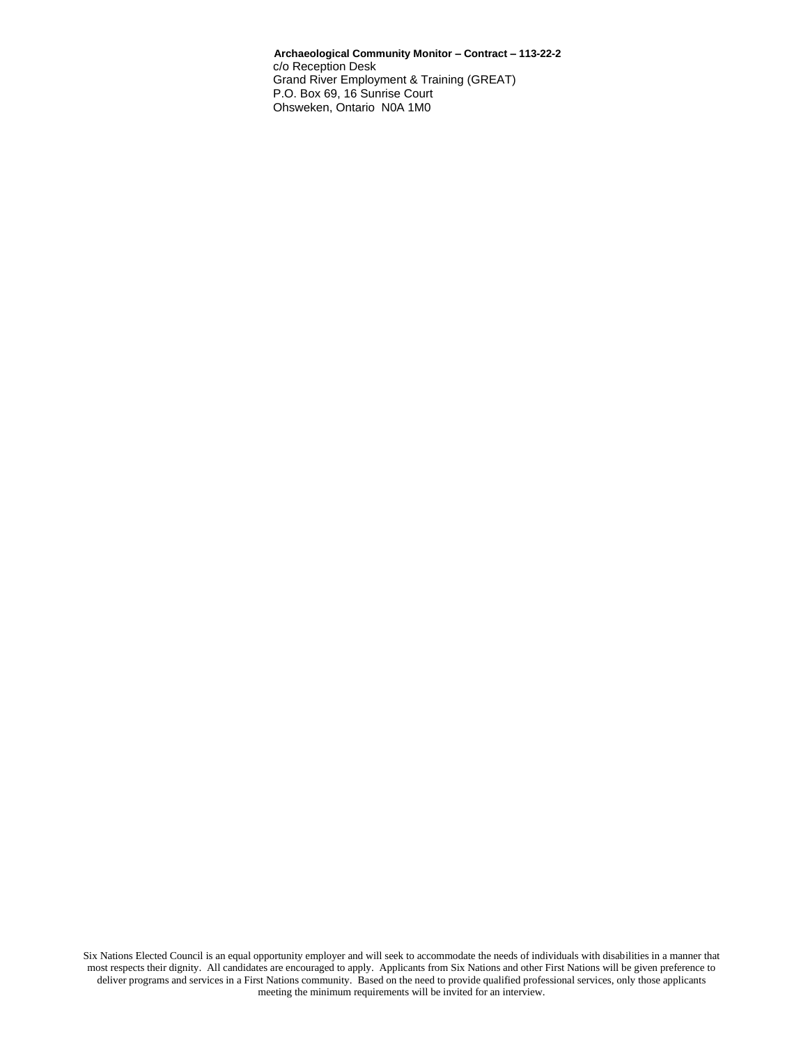**Archaeological Community Monitor – Contract – 113-22-2**
c/o Reception Desk
Grand River Employment & Training (GREAT)
P.O. Box 69, 16 Sunrise Court
Ohsweken, Ontario N0A 1M0

Six Nations Elected Council is an equal opportunity employer and will seek to accommodate the needs of individuals with disabilities in a manner that most respects their dignity. All candidates are encouraged to apply. Applicants from Six Nations and other First Nations will be given preference to deliver programs and services in a First Nations community. Based on the need to provide qualified professional services, only those applicants meeting the minimum requirements will be invited for an interview.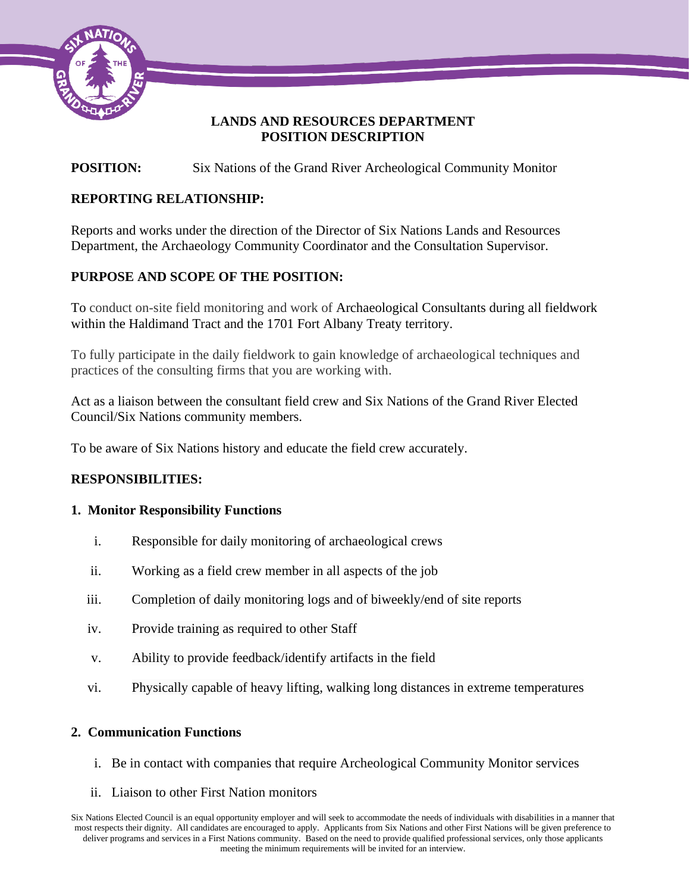**LANDS AND RESOURCES DEPARTMENT**
**POSITION DESCRIPTION**

**POSITION:** Six Nations of the Grand River Archeological Community Monitor

**REPORTING RELATIONSHIP:**

Reports and works under the direction of the Director of Six Nations Lands and Resources Department, the Archaeology Community Coordinator and the Consultation Supervisor.

**PURPOSE AND SCOPE OF THE POSITION:**

To conduct on-site field monitoring and work of Archaeological Consultants during all fieldwork within the Haldimand Tract and the 1701 Fort Albany Treaty territory.

To fully participate in the daily fieldwork to gain knowledge of archaeological techniques and practices of the consulting firms that you are working with.

Act as a liaison between the consultant field crew and Six Nations of the Grand River Elected Council/Six Nations community members.

To be aware of Six Nations history and educate the field crew accurately.

**RESPONSIBILITIES:**

**1. Monitor Responsibility Functions**

i. Responsible for daily monitoring of archaeological crews

ii. Working as a field crew member in all aspects of the job

iii. Completion of daily monitoring logs and of biweekly/end of site reports

iv. Provide training as required to other Staff

v. Ability to provide feedback/identify artifacts in the field

vi. Physically capable of heavy lifting, walking long distances in extreme temperatures

**2. Communication Functions**

i. Be in contact with companies that require Archeological Community Monitor services

ii. Liaison to other First Nation monitors

Six Nations Elected Council is an equal opportunity employer and will seek to accommodate the needs of individuals with disabilities in a manner that most respects their dignity. All candidates are encouraged to apply. Applicants from Six Nations and other First Nations will be given preference to deliver programs and services in a First Nations community. Based on the need to provide qualified professional services, only those applicants meeting the minimum requirements will be invited for an interview.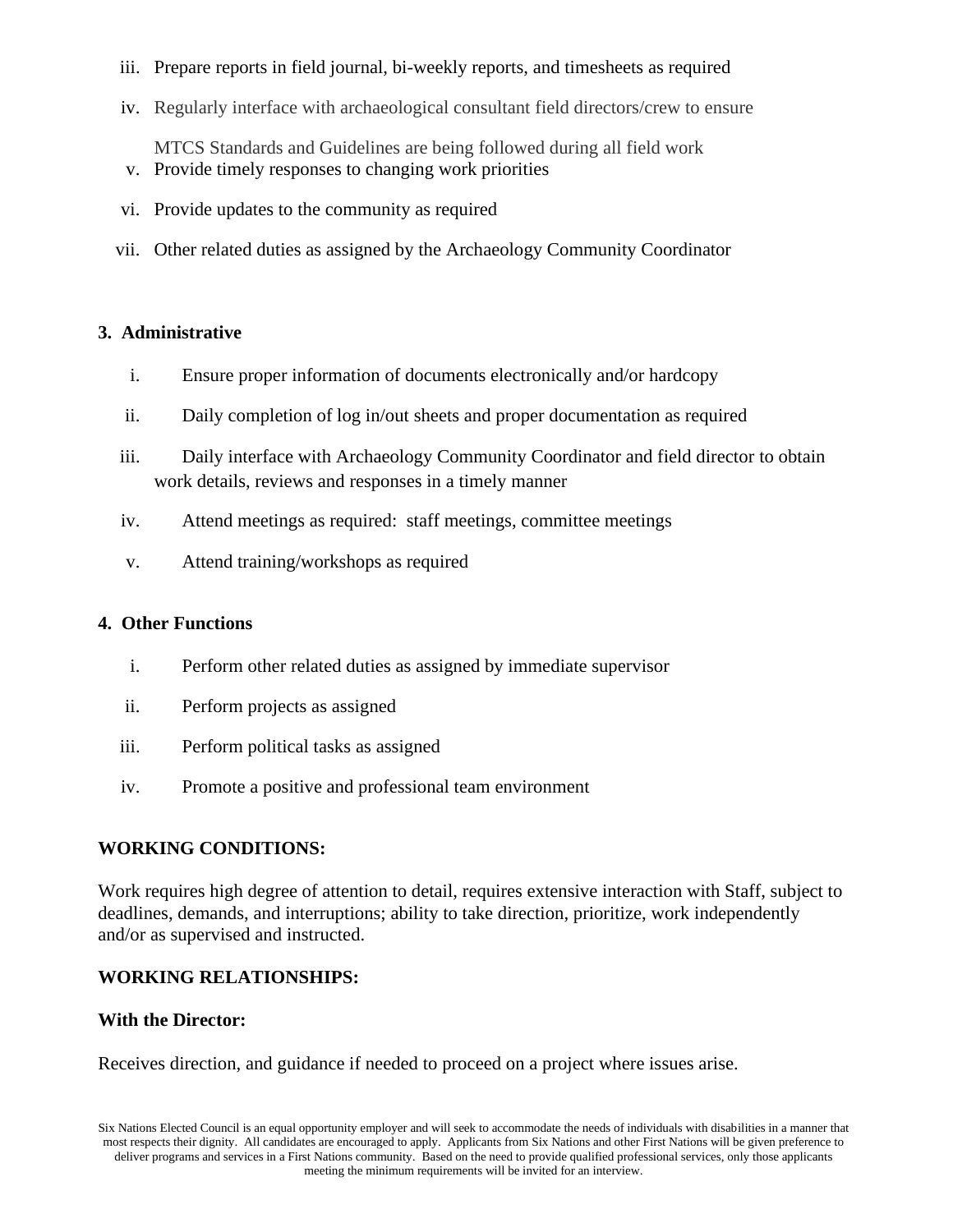iii. Prepare reports in field journal, bi-weekly reports, and timesheets as required

iv. Regularly interface with archaeological consultant field directors/crew to ensure MTCS Standards and Guidelines are being followed during all field work

v. Provide timely responses to changing work priorities

vi. Provide updates to the community as required

vii. Other related duties as assigned by the Archaeology Community Coordinator

**3. Administrative**

i. Ensure proper information of documents electronically and/or hardcopy

ii. Daily completion of log in/out sheets and proper documentation as required

iii. Daily interface with Archaeology Community Coordinator and field director to obtain work details, reviews and responses in a timely manner

iv. Attend meetings as required: staff meetings, committee meetings

v. Attend training/workshops as required

**4. Other Functions**

i. Perform other related duties as assigned by immediate supervisor

ii. Perform projects as assigned

iii. Perform political tasks as assigned

iv. Promote a positive and professional team environment

**WORKING CONDITIONS:**

Work requires high degree of attention to detail, requires extensive interaction with Staff, subject to deadlines, demands, and interruptions; ability to take direction, prioritize, work independently and/or as supervised and instructed.

**WORKING RELATIONSHIPS:**

**With the Director:**

Receives direction, and guidance if needed to proceed on a project where issues arise.

Six Nations Elected Council is an equal opportunity employer and will seek to accommodate the needs of individuals with disabilities in a manner that most respects their dignity. All candidates are encouraged to apply. Applicants from Six Nations and other First Nations will be given preference to deliver programs and services in a First Nations community. Based on the need to provide qualified professional services, only those applicants meeting the minimum requirements will be invited for an interview.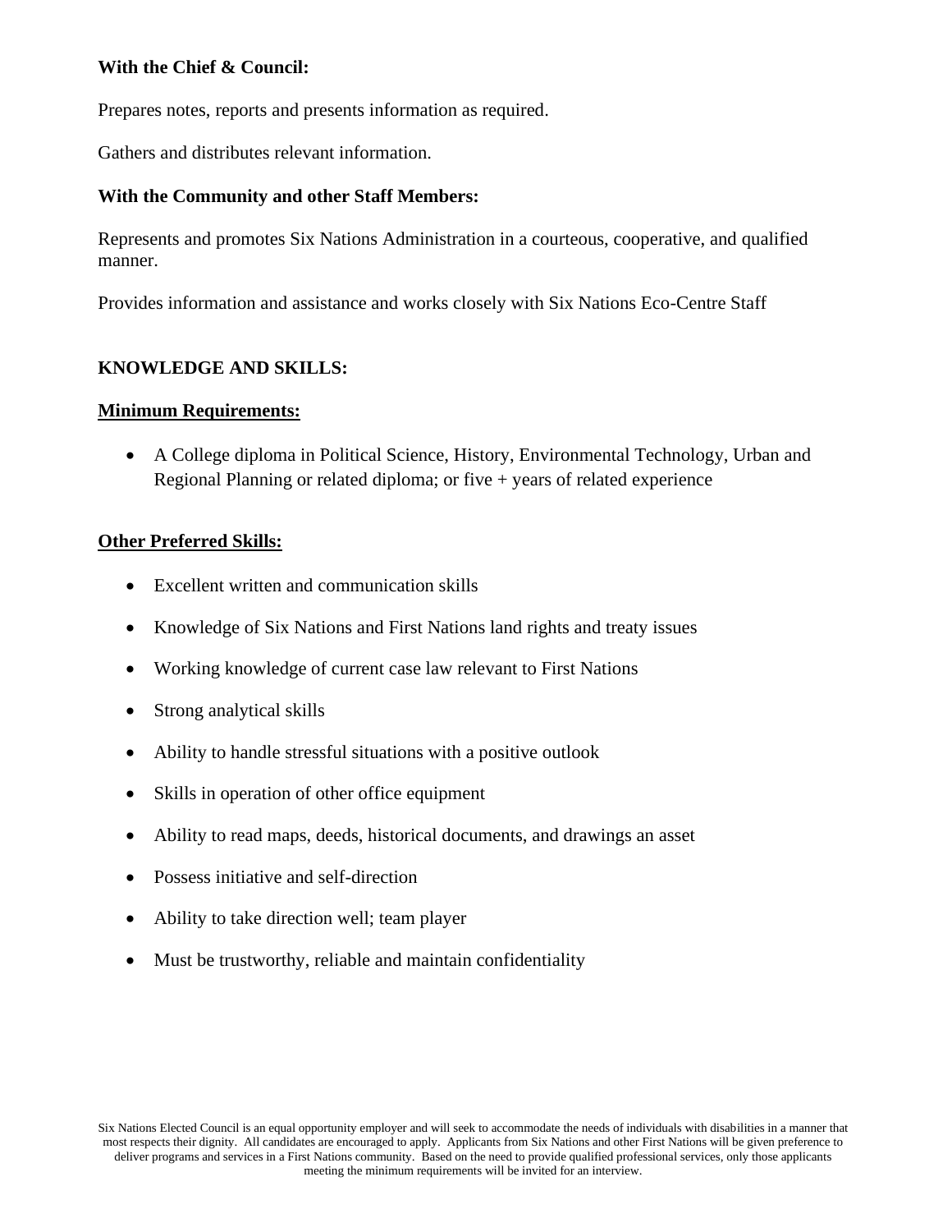**With the Chief & Council:**

Prepares notes, reports and presents information as required.

Gathers and distributes relevant information.

**With the Community and other Staff Members:**

Represents and promotes Six Nations Administration in a courteous, cooperative, and qualified manner.

Provides information and assistance and works closely with Six Nations Eco-Centre Staff

**KNOWLEDGE AND SKILLS:**

**Minimum Requirements:**

- A College diploma in Political Science, History, Environmental Technology, Urban and Regional Planning or related diploma; or five + years of related experience

**Other Preferred Skills:**

- Excellent written and communication skills
- Knowledge of Six Nations and First Nations land rights and treaty issues
- Working knowledge of current case law relevant to First Nations
- Strong analytical skills
- Ability to handle stressful situations with a positive outlook
- Skills in operation of other office equipment
- Ability to read maps, deeds, historical documents, and drawings an asset
- Possess initiative and self-direction
- Ability to take direction well; team player
- Must be trustworthy, reliable and maintain confidentiality

Six Nations Elected Council is an equal opportunity employer and will seek to accommodate the needs of individuals with disabilities in a manner that most respects their dignity. All candidates are encouraged to apply. Applicants from Six Nations and other First Nations will be given preference to deliver programs and services in a First Nations community. Based on the need to provide qualified professional services, only those applicants meeting the minimum requirements will be invited for an interview.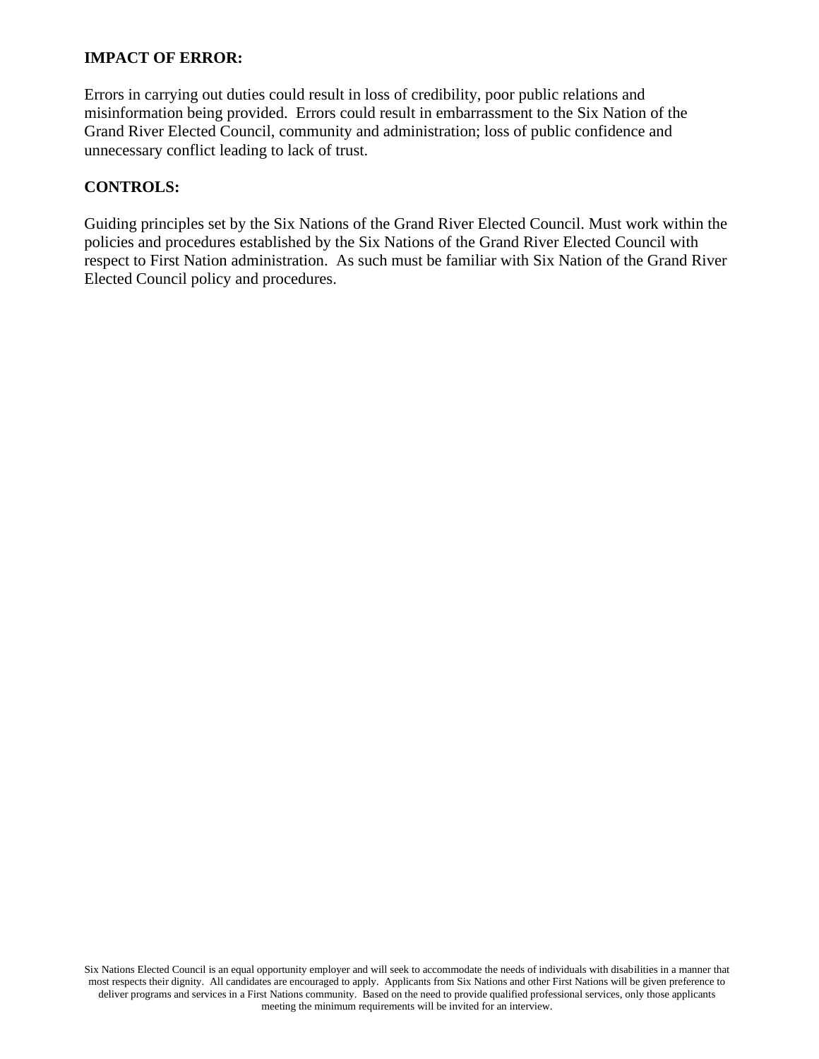**IMPACT OF ERROR:**

Errors in carrying out duties could result in loss of credibility, poor public relations and misinformation being provided. Errors could result in embarrassment to the Six Nation of the Grand River Elected Council, community and administration; loss of public confidence and unnecessary conflict leading to lack of trust.

**CONTROLS:**

Guiding principles set by the Six Nations of the Grand River Elected Council. Must work within the policies and procedures established by the Six Nations of the Grand River Elected Council with respect to First Nation administration. As such must be familiar with Six Nation of the Grand River Elected Council policy and procedures.

Six Nations Elected Council is an equal opportunity employer and will seek to accommodate the needs of individuals with disabilities in a manner that most respects their dignity. All candidates are encouraged to apply. Applicants from Six Nations and other First Nations will be given preference to deliver programs and services in a First Nations community. Based on the need to provide qualified professional services, only those applicants meeting the minimum requirements will be invited for an interview.